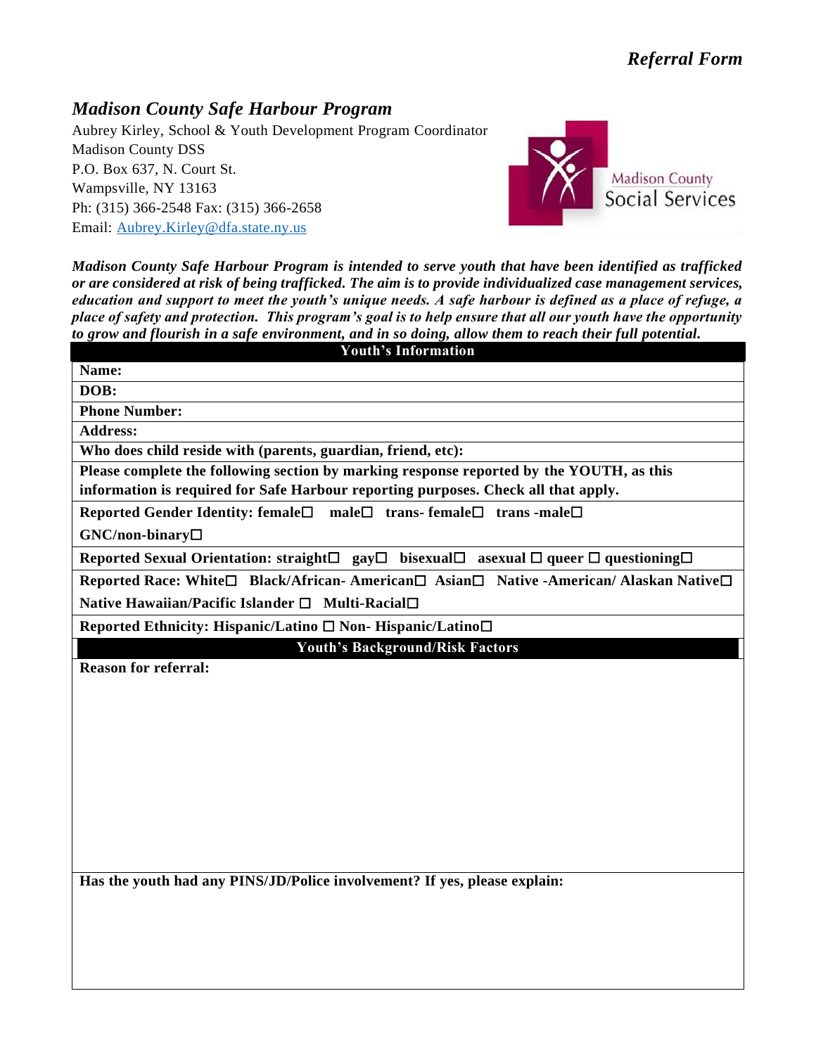*Referral Form*

## *Madison County Safe Harbour Program*

Aubrey Kirley, School & Youth Development Program Coordinator
Madison County DSS
P.O. Box 637, N. Court St.
Wampsville, NY 13163
Ph: (315) 366-2548 Fax: (315) 366-2658
Email: Aubrey.Kirley@dfa.state.ny.us

Madison County Social Services

***Madison County Safe Harbour Program is intended to serve youth that have been identified as trafficked or are considered at risk of being trafficked. The aim is to provide individualized case management services, education and support to meet the youth's unique needs. A safe harbour is defined as a place of refuge, a place of safety and protection. This program's goal is to help ensure that all our youth have the opportunity to grow and flourish in a safe environment, and in so doing, allow them to reach their full potential.***

| **Youth's Information** |
|---|
| **Name:** |
| **DOB:** |
| **Phone Number:** |
| **Address:** |
| **Who does child reside with (parents, guardian, friend, etc):** |
| **Please complete the following section by marking response reported by the YOUTH, as this information is required for Safe Harbour reporting purposes. Check all that apply.** |
| **Reported Gender Identity: female☐ male☐ trans- female☐ trans -male☐ GNC/non-binary☐** |
| **Reported Sexual Orientation: straight☐ gay☐ bisexual☐ asexual ☐ queer ☐ questioning☐** |
| **Reported Race: White☐ Black/African- American☐ Asian☐ Native -American/ Alaskan Native☐ Native Hawaiian/Pacific Islander ☐ Multi-Racial☐** |
| **Reported Ethnicity: Hispanic/Latino ☐ Non- Hispanic/Latino☐** |

| **Youth's Background/Risk Factors** |
|---|
| **Reason for referral:** |
| **Has the youth had any PINS/JD/Police involvement? If yes, please explain:** |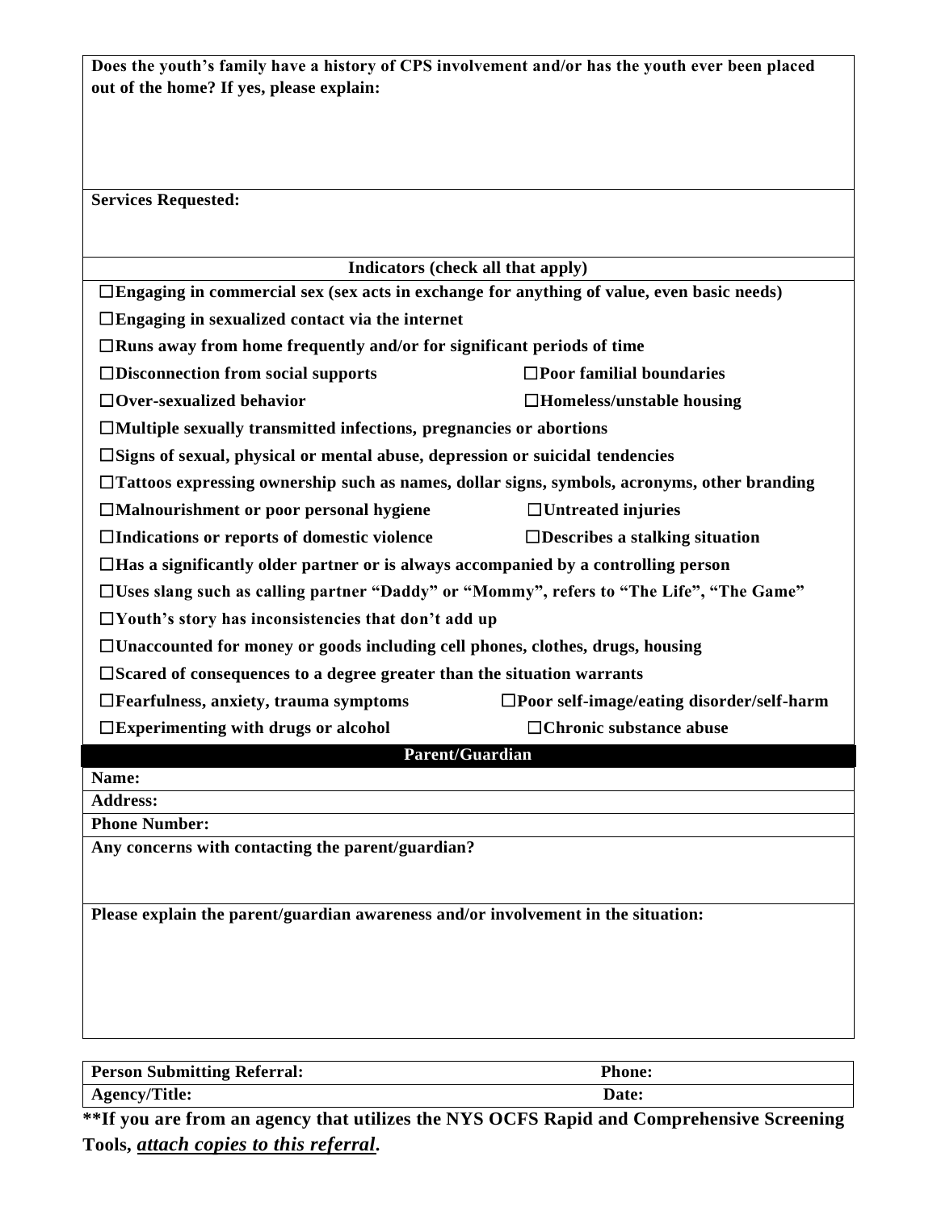**Does the youth's family have a history of CPS involvement and/or has the youth ever been placed out of the home? If yes, please explain:**

**Services Requested:**

**Indicators (check all that apply)**

☐**Engaging in commercial sex (sex acts in exchange for anything of value, even basic needs)**

☐**Engaging in sexualized contact via the internet**

☐**Runs away from home frequently and/or for significant periods of time**

☐**Disconnection from social supports** ☐**Poor familial boundaries**

☐**Over-sexualized behavior** ☐**Homeless/unstable housing**

☐**Multiple sexually transmitted infections, pregnancies or abortions**

☐**Signs of sexual, physical or mental abuse, depression or suicidal tendencies**

☐**Tattoos expressing ownership such as names, dollar signs, symbols, acronyms, other branding**

☐**Malnourishment or poor personal hygiene** ☐**Untreated injuries**

☐**Indications or reports of domestic violence** ☐**Describes a stalking situation**

☐**Has a significantly older partner or is always accompanied by a controlling person**

☐**Uses slang such as calling partner "Daddy" or "Mommy", refers to "The Life", "The Game"**

☐**Youth's story has inconsistencies that don't add up**

☐**Unaccounted for money or goods including cell phones, clothes, drugs, housing**

☐**Scared of consequences to a degree greater than the situation warrants**

☐**Fearfulness, anxiety, trauma symptoms** ☐**Poor self-image/eating disorder/self-harm**

☐**Experimenting with drugs or alcohol** ☐**Chronic substance abuse**

**Parent/Guardian**

**Name:**

**Address:**

**Phone Number:**

**Any concerns with contacting the parent/guardian?**

**Please explain the parent/guardian awareness and/or involvement in the situation:**

| | |
|---|---|
| **Person Submitting Referral:** | **Phone:** |
| **Agency/Title:** | **Date:** |

**\*\*If you are from an agency that utilizes the NYS OCFS Rapid and Comprehensive Screening Tools, *attach copies to this referral*.**